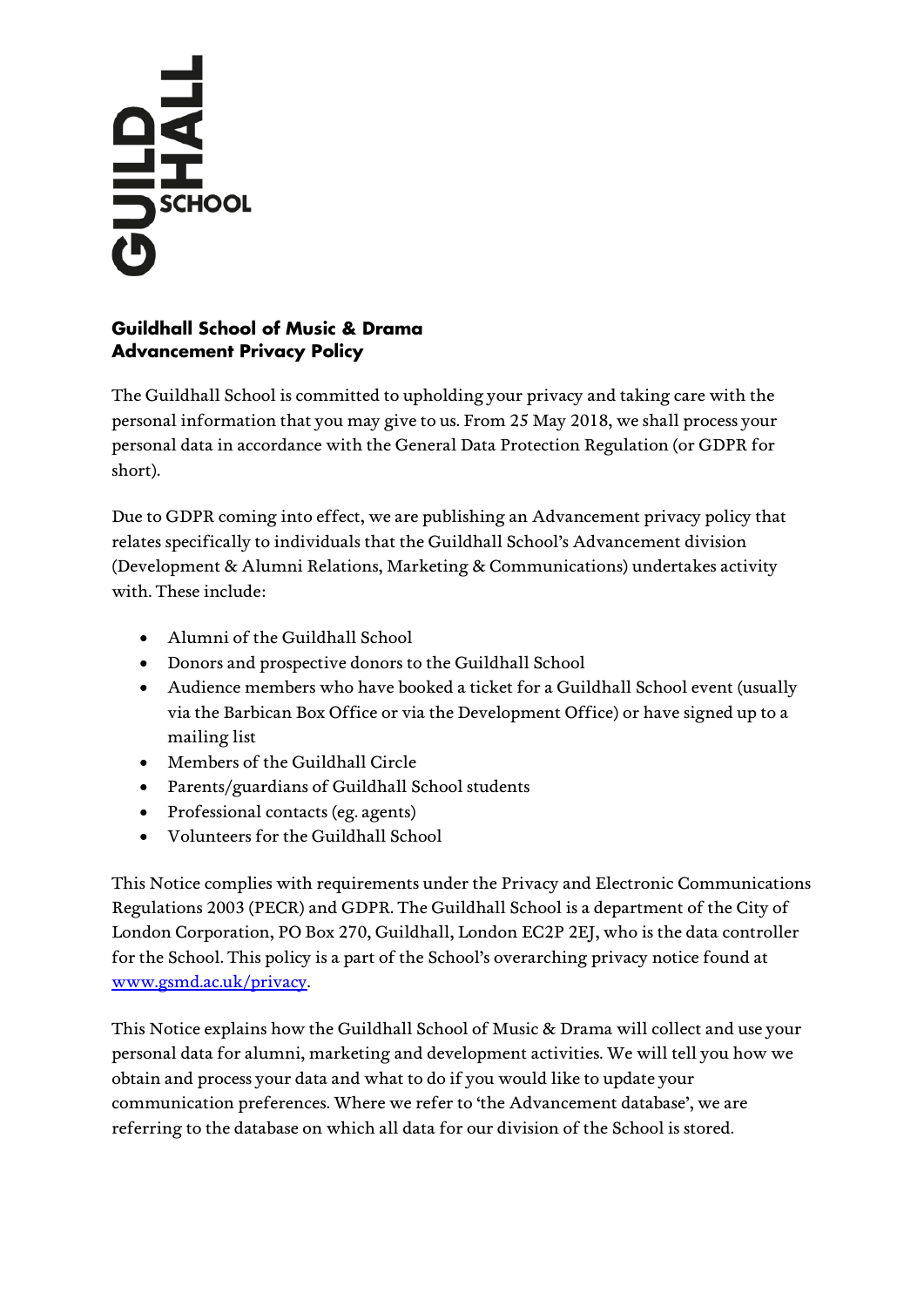# Guildhall School of Music & Drama
## Advancement Privacy Policy

The Guildhall School is committed to upholding your privacy and taking care with the personal information that you may give to us. From 25 May 2018, we shall process your personal data in accordance with the General Data Protection Regulation (or GDPR for short).

Due to GDPR coming into effect, we are publishing an Advancement privacy policy that relates specifically to individuals that the Guildhall School's Advancement division (Development & Alumni Relations, Marketing & Communications) undertakes activity with. These include:

- Alumni of the Guildhall School
- Donors and prospective donors to the Guildhall School
- Audience members who have booked a ticket for a Guildhall School event (usually via the Barbican Box Office or via the Development Office) or have signed up to a mailing list
- Members of the Guildhall Circle
- Parents/guardians of Guildhall School students
- Professional contacts (eg. agents)
- Volunteers for the Guildhall School

This Notice complies with requirements under the Privacy and Electronic Communications Regulations 2003 (PECR) and GDPR. The Guildhall School is a department of the City of London Corporation, PO Box 270, Guildhall, London EC2P 2EJ, who is the data controller for the School. This policy is a part of the School's overarching privacy notice found at [www.gsmd.ac.uk/privacy](http://www.gsmd.ac.uk/privacy).

This Notice explains how the Guildhall School of Music & Drama will collect and use your personal data for alumni, marketing and development activities. We will tell you how we obtain and process your data and what to do if you would like to update your communication preferences. Where we refer to 'the Advancement database', we are referring to the database on which all data for our division of the School is stored.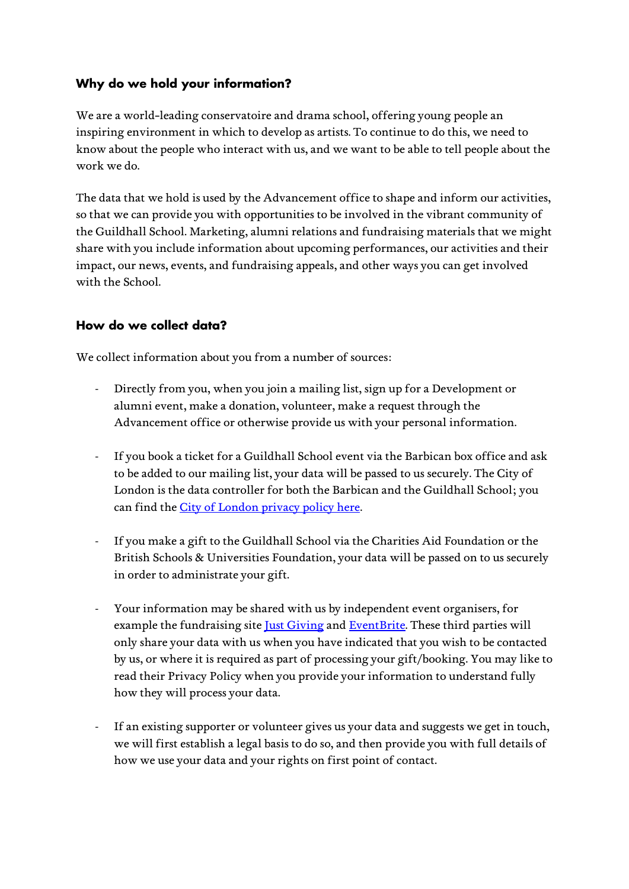### Why do we hold your information?

We are a world-leading conservatoire and drama school, offering young people an inspiring environment in which to develop as artists. To continue to do this, we need to know about the people who interact with us, and we want to be able to tell people about the work we do.

The data that we hold is used by the Advancement office to shape and inform our activities, so that we can provide you with opportunities to be involved in the vibrant community of the Guildhall School. Marketing, alumni relations and fundraising materials that we might share with you include information about upcoming performances, our activities and their impact, our news, events, and fundraising appeals, and other ways you can get involved with the School.

### How do we collect data?

We collect information about you from a number of sources:

- Directly from you, when you join a mailing list, sign up for a Development or alumni event, make a donation, volunteer, make a request through the Advancement office or otherwise provide us with your personal information.

- If you book a ticket for a Guildhall School event via the Barbican box office and ask to be added to our mailing list, your data will be passed to us securely. The City of London is the data controller for both the Barbican and the Guildhall School; you can find the City of London privacy policy here.

- If you make a gift to the Guildhall School via the Charities Aid Foundation or the British Schools & Universities Foundation, your data will be passed on to us securely in order to administrate your gift.

- Your information may be shared with us by independent event organisers, for example the fundraising site Just Giving and EventBrite. These third parties will only share your data with us when you have indicated that you wish to be contacted by us, or where it is required as part of processing your gift/booking. You may like to read their Privacy Policy when you provide your information to understand fully how they will process your data.

- If an existing supporter or volunteer gives us your data and suggests we get in touch, we will first establish a legal basis to do so, and then provide you with full details of how we use your data and your rights on first point of contact.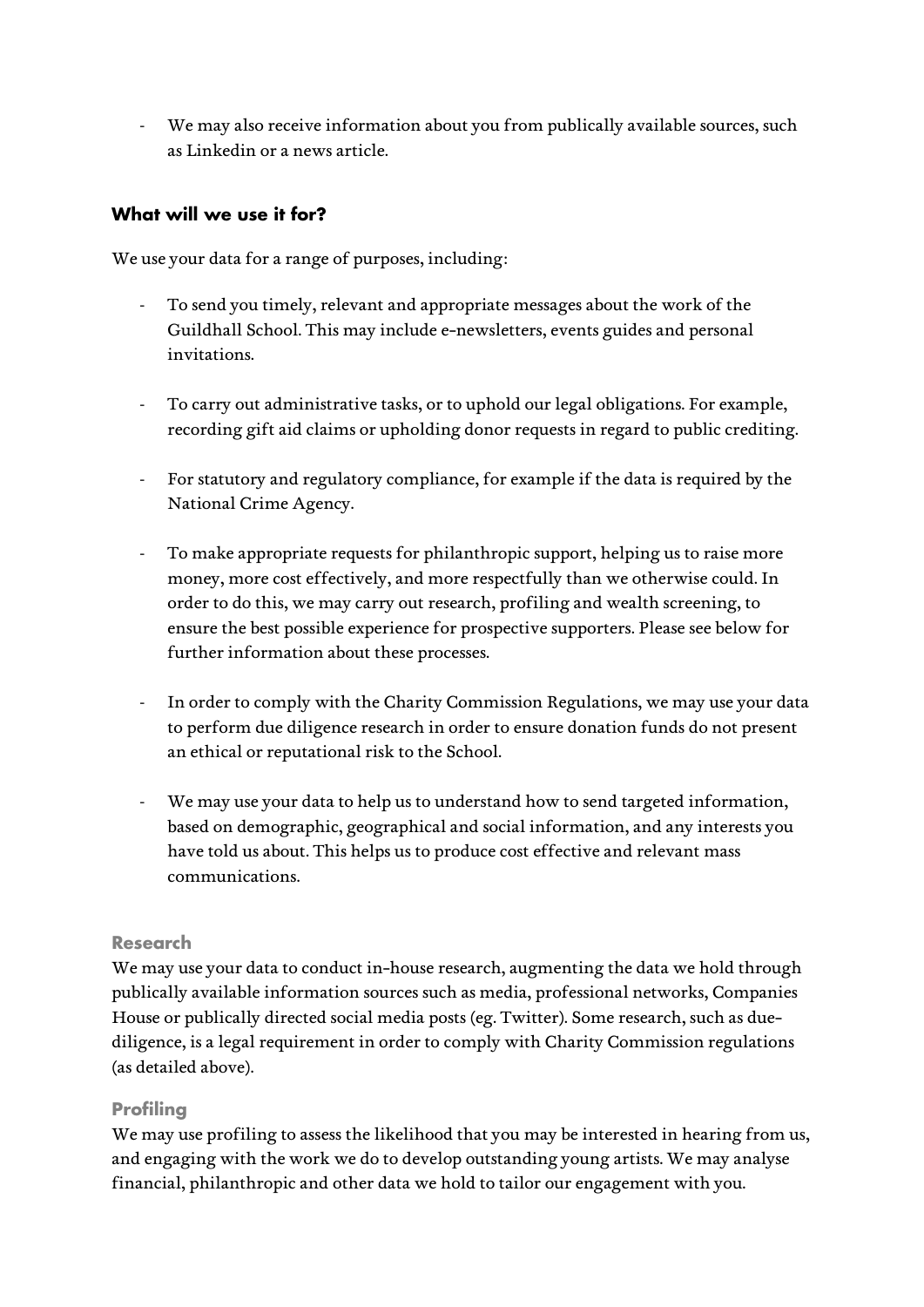- We may also receive information about you from publically available sources, such as Linkedin or a news article.

### What will we use it for?

We use your data for a range of purposes, including:

- To send you timely, relevant and appropriate messages about the work of the Guildhall School. This may include e-newsletters, events guides and personal invitations.

- To carry out administrative tasks, or to uphold our legal obligations. For example, recording gift aid claims or upholding donor requests in regard to public crediting.

- For statutory and regulatory compliance, for example if the data is required by the National Crime Agency.

- To make appropriate requests for philanthropic support, helping us to raise more money, more cost effectively, and more respectfully than we otherwise could. In order to do this, we may carry out research, profiling and wealth screening, to ensure the best possible experience for prospective supporters. Please see below for further information about these processes.

- In order to comply with the Charity Commission Regulations, we may use your data to perform due diligence research in order to ensure donation funds do not present an ethical or reputational risk to the School.

- We may use your data to help us to understand how to send targeted information, based on demographic, geographical and social information, and any interests you have told us about. This helps us to produce cost effective and relevant mass communications.

#### Research

We may use your data to conduct in-house research, augmenting the data we hold through publically available information sources such as media, professional networks, Companies House or publically directed social media posts (eg. Twitter). Some research, such as due-diligence, is a legal requirement in order to comply with Charity Commission regulations (as detailed above).

#### Profiling

We may use profiling to assess the likelihood that you may be interested in hearing from us, and engaging with the work we do to develop outstanding young artists. We may analyse financial, philanthropic and other data we hold to tailor our engagement with you.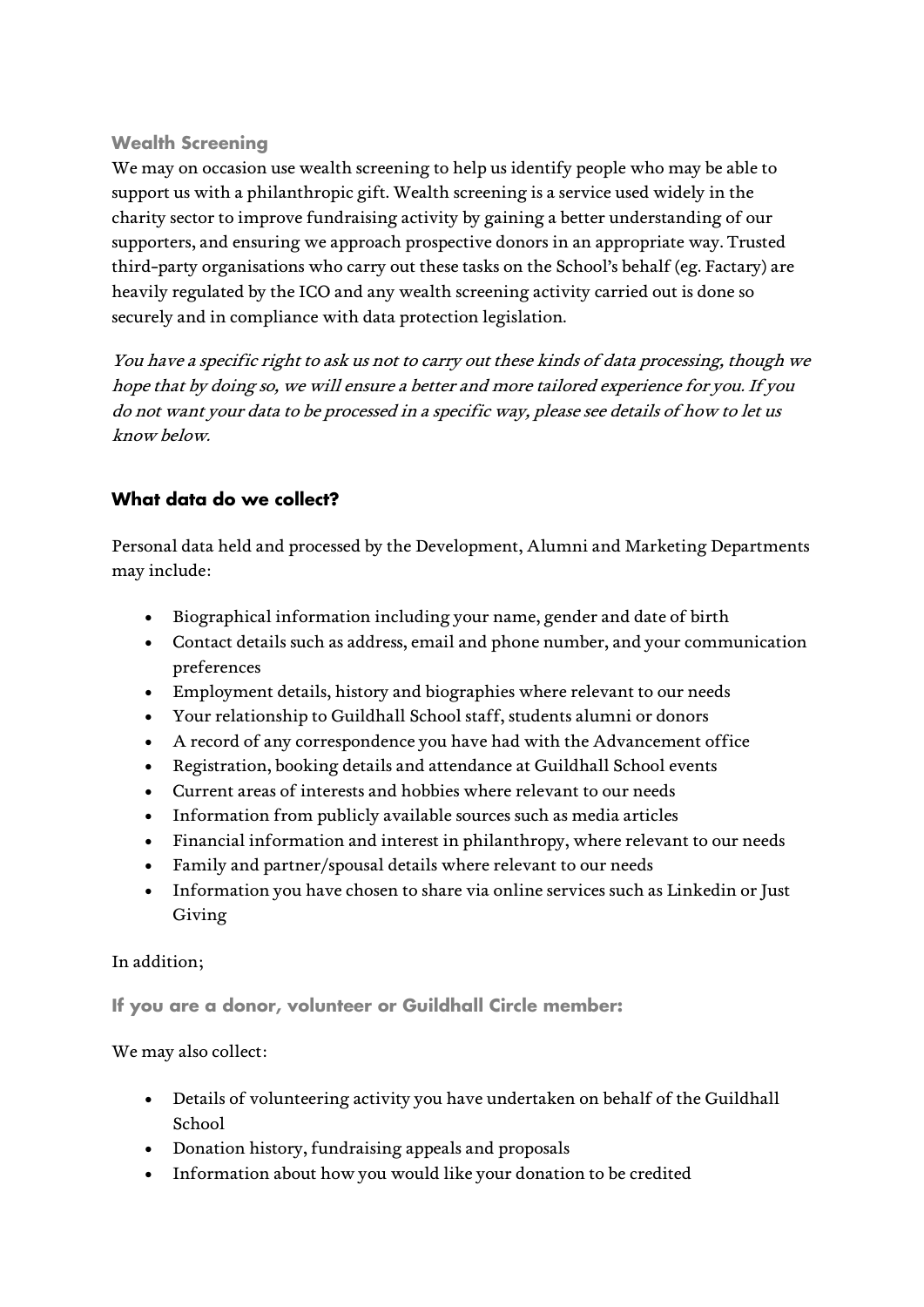### Wealth Screening

We may on occasion use wealth screening to help us identify people who may be able to support us with a philanthropic gift. Wealth screening is a service used widely in the charity sector to improve fundraising activity by gaining a better understanding of our supporters, and ensuring we approach prospective donors in an appropriate way. Trusted third-party organisations who carry out these tasks on the School's behalf (eg. Factary) are heavily regulated by the ICO and any wealth screening activity carried out is done so securely and in compliance with data protection legislation.

*You have a specific right to ask us not to carry out these kinds of data processing, though we hope that by doing so, we will ensure a better and more tailored experience for you. If you do not want your data to be processed in a specific way, please see details of how to let us know below.*

## What data do we collect?

Personal data held and processed by the Development, Alumni and Marketing Departments may include:

- Biographical information including your name, gender and date of birth
- Contact details such as address, email and phone number, and your communication preferences
- Employment details, history and biographies where relevant to our needs
- Your relationship to Guildhall School staff, students alumni or donors
- A record of any correspondence you have had with the Advancement office
- Registration, booking details and attendance at Guildhall School events
- Current areas of interests and hobbies where relevant to our needs
- Information from publicly available sources such as media articles
- Financial information and interest in philanthropy, where relevant to our needs
- Family and partner/spousal details where relevant to our needs
- Information you have chosen to share via online services such as Linkedin or Just Giving

In addition;

### If you are a donor, volunteer or Guildhall Circle member:

We may also collect:

- Details of volunteering activity you have undertaken on behalf of the Guildhall School
- Donation history, fundraising appeals and proposals
- Information about how you would like your donation to be credited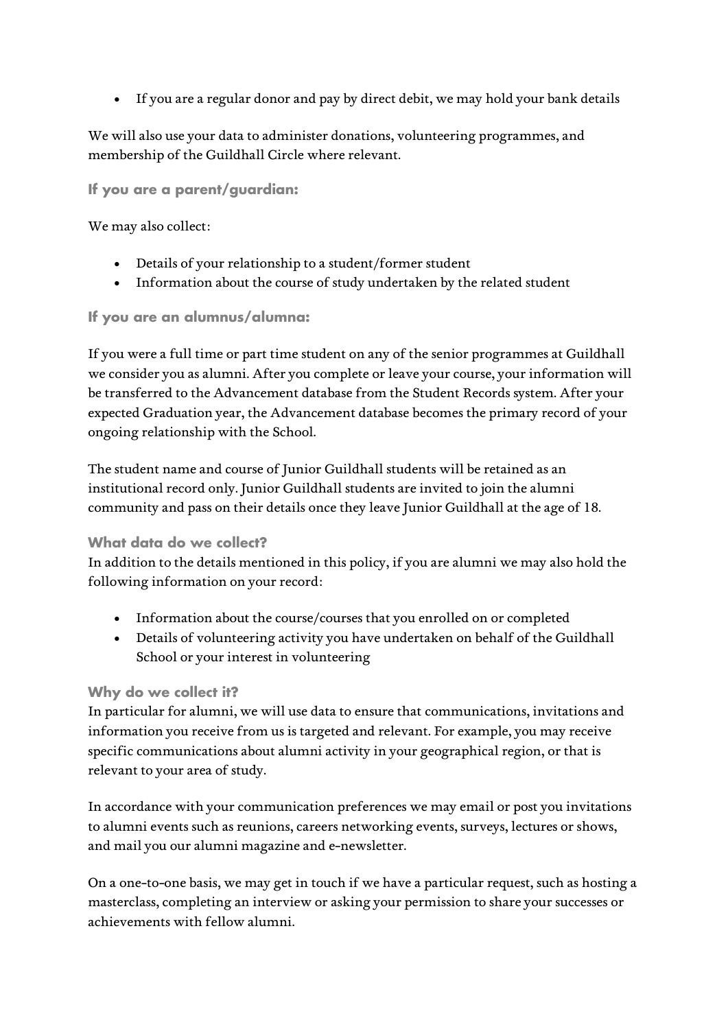- If you are a regular donor and pay by direct debit, we may hold your bank details

We will also use your data to administer donations, volunteering programmes, and membership of the Guildhall Circle where relevant.

### If you are a parent/guardian:

We may also collect:

- Details of your relationship to a student/former student
- Information about the course of study undertaken by the related student

### If you are an alumnus/alumna:

If you were a full time or part time student on any of the senior programmes at Guildhall we consider you as alumni. After you complete or leave your course, your information will be transferred to the Advancement database from the Student Records system. After your expected Graduation year, the Advancement database becomes the primary record of your ongoing relationship with the School.

The student name and course of Junior Guildhall students will be retained as an institutional record only. Junior Guildhall students are invited to join the alumni community and pass on their details once they leave Junior Guildhall at the age of 18.

### What data do we collect?

In addition to the details mentioned in this policy, if you are alumni we may also hold the following information on your record:

- Information about the course/courses that you enrolled on or completed
- Details of volunteering activity you have undertaken on behalf of the Guildhall School or your interest in volunteering

### Why do we collect it?

In particular for alumni, we will use data to ensure that communications, invitations and information you receive from us is targeted and relevant. For example, you may receive specific communications about alumni activity in your geographical region, or that is relevant to your area of study.

In accordance with your communication preferences we may email or post you invitations to alumni events such as reunions, careers networking events, surveys, lectures or shows, and mail you our alumni magazine and e-newsletter.

On a one-to-one basis, we may get in touch if we have a particular request, such as hosting a masterclass, completing an interview or asking your permission to share your successes or achievements with fellow alumni.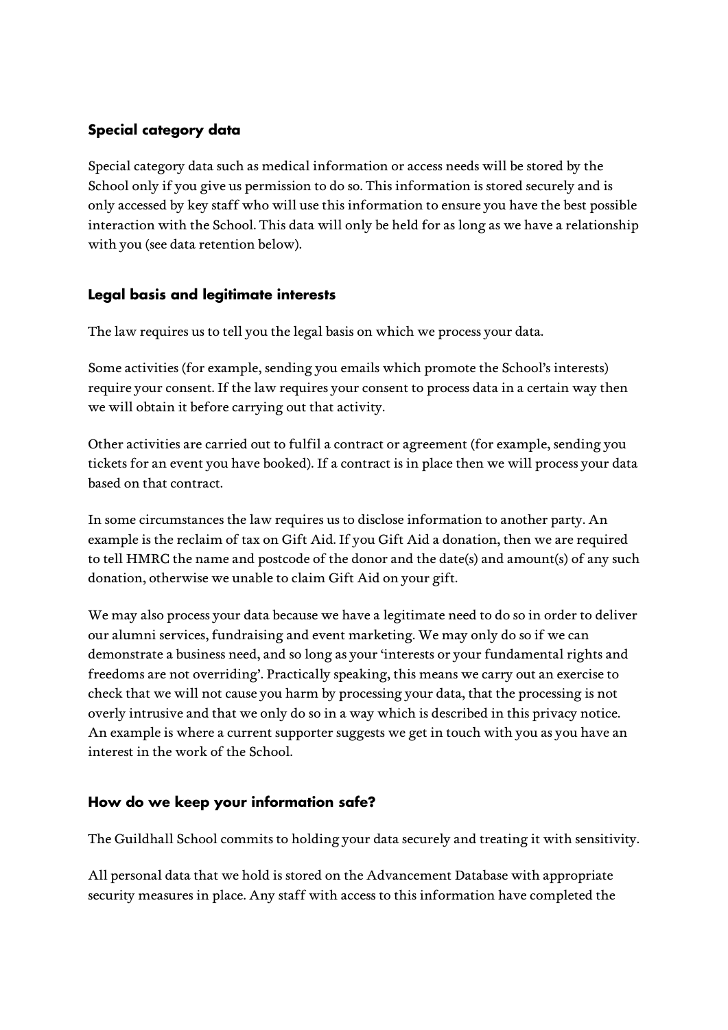### Special category data

Special category data such as medical information or access needs will be stored by the School only if you give us permission to do so. This information is stored securely and is only accessed by key staff who will use this information to ensure you have the best possible interaction with the School. This data will only be held for as long as we have a relationship with you (see data retention below).

### Legal basis and legitimate interests

The law requires us to tell you the legal basis on which we process your data.

Some activities (for example, sending you emails which promote the School's interests) require your consent. If the law requires your consent to process data in a certain way then we will obtain it before carrying out that activity.

Other activities are carried out to fulfil a contract or agreement (for example, sending you tickets for an event you have booked). If a contract is in place then we will process your data based on that contract.

In some circumstances the law requires us to disclose information to another party. An example is the reclaim of tax on Gift Aid. If you Gift Aid a donation, then we are required to tell HMRC the name and postcode of the donor and the date(s) and amount(s) of any such donation, otherwise we unable to claim Gift Aid on your gift.

We may also process your data because we have a legitimate need to do so in order to deliver our alumni services, fundraising and event marketing. We may only do so if we can demonstrate a business need, and so long as your 'interests or your fundamental rights and freedoms are not overriding'. Practically speaking, this means we carry out an exercise to check that we will not cause you harm by processing your data, that the processing is not overly intrusive and that we only do so in a way which is described in this privacy notice. An example is where a current supporter suggests we get in touch with you as you have an interest in the work of the School.

### How do we keep your information safe?

The Guildhall School commits to holding your data securely and treating it with sensitivity.

All personal data that we hold is stored on the Advancement Database with appropriate security measures in place. Any staff with access to this information have completed the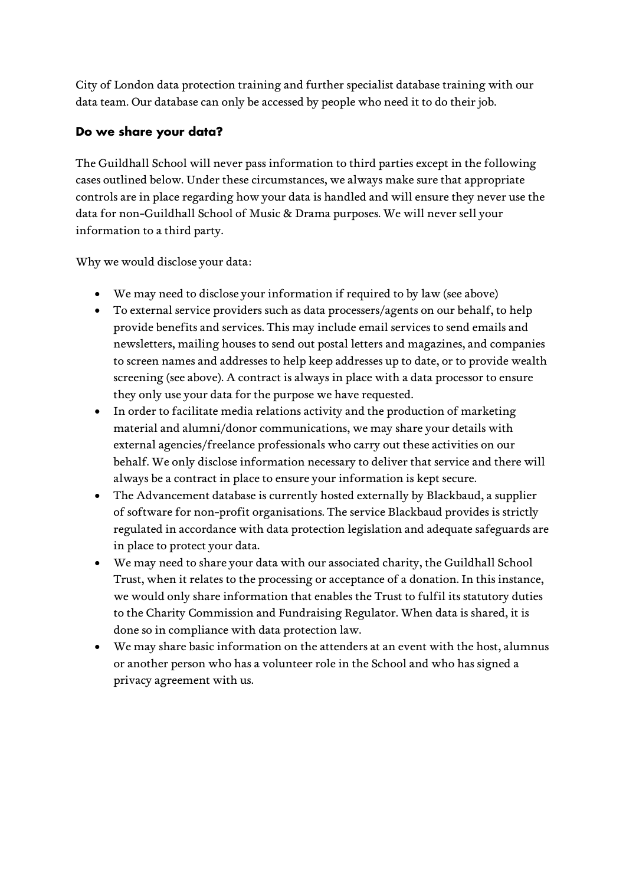City of London data protection training and further specialist database training with our data team. Our database can only be accessed by people who need it to do their job.

### Do we share your data?

The Guildhall School will never pass information to third parties except in the following cases outlined below. Under these circumstances, we always make sure that appropriate controls are in place regarding how your data is handled and will ensure they never use the data for non-Guildhall School of Music & Drama purposes. We will never sell your information to a third party.

Why we would disclose your data:

- We may need to disclose your information if required to by law (see above)
- To external service providers such as data processers/agents on our behalf, to help provide benefits and services. This may include email services to send emails and newsletters, mailing houses to send out postal letters and magazines, and companies to screen names and addresses to help keep addresses up to date, or to provide wealth screening (see above). A contract is always in place with a data processor to ensure they only use your data for the purpose we have requested.
- In order to facilitate media relations activity and the production of marketing material and alumni/donor communications, we may share your details with external agencies/freelance professionals who carry out these activities on our behalf. We only disclose information necessary to deliver that service and there will always be a contract in place to ensure your information is kept secure.
- The Advancement database is currently hosted externally by Blackbaud, a supplier of software for non-profit organisations. The service Blackbaud provides is strictly regulated in accordance with data protection legislation and adequate safeguards are in place to protect your data.
- We may need to share your data with our associated charity, the Guildhall School Trust, when it relates to the processing or acceptance of a donation. In this instance, we would only share information that enables the Trust to fulfil its statutory duties to the Charity Commission and Fundraising Regulator. When data is shared, it is done so in compliance with data protection law.
- We may share basic information on the attenders at an event with the host, alumnus or another person who has a volunteer role in the School and who has signed a privacy agreement with us.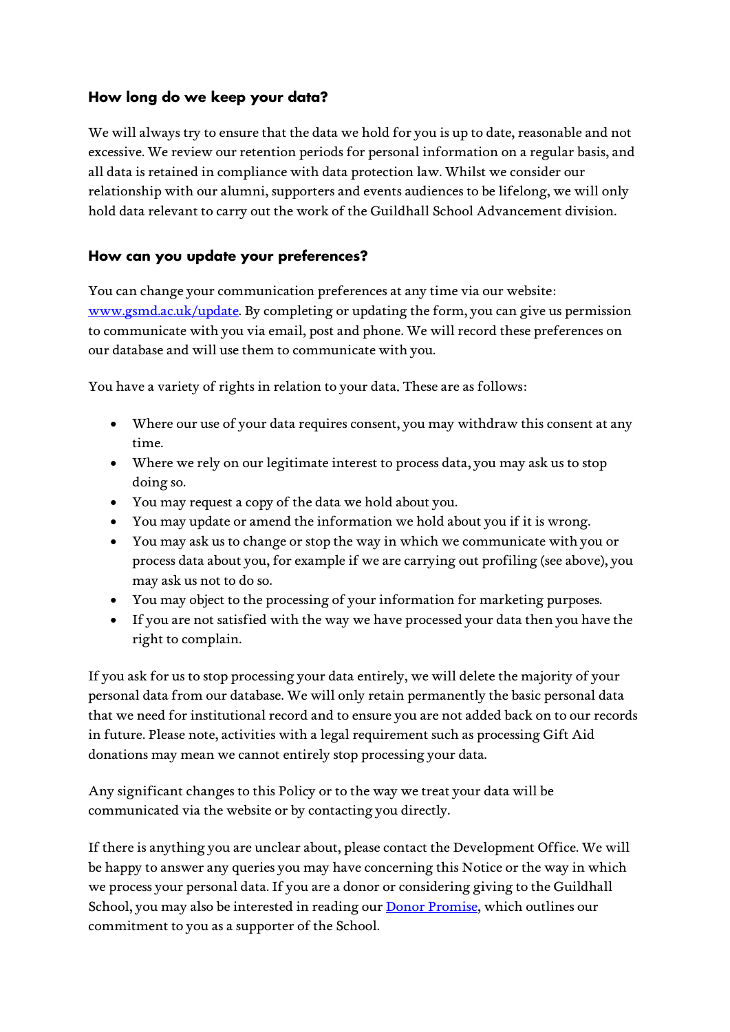### How long do we keep your data?

We will always try to ensure that the data we hold for you is up to date, reasonable and not excessive. We review our retention periods for personal information on a regular basis, and all data is retained in compliance with data protection law. Whilst we consider our relationship with our alumni, supporters and events audiences to be lifelong, we will only hold data relevant to carry out the work of the Guildhall School Advancement division.

### How can you update your preferences?

You can change your communication preferences at any time via our website: [www.gsmd.ac.uk/update](www.gsmd.ac.uk/update). By completing or updating the form, you can give us permission to communicate with you via email, post and phone. We will record these preferences on our database and will use them to communicate with you.

You have a variety of rights in relation to your data. These are as follows:

- Where our use of your data requires consent, you may withdraw this consent at any time.
- Where we rely on our legitimate interest to process data, you may ask us to stop doing so.
- You may request a copy of the data we hold about you.
- You may update or amend the information we hold about you if it is wrong.
- You may ask us to change or stop the way in which we communicate with you or process data about you, for example if we are carrying out profiling (see above), you may ask us not to do so.
- You may object to the processing of your information for marketing purposes.
- If you are not satisfied with the way we have processed your data then you have the right to complain.

If you ask for us to stop processing your data entirely, we will delete the majority of your personal data from our database. We will only retain permanently the basic personal data that we need for institutional record and to ensure you are not added back on to our records in future. Please note, activities with a legal requirement such as processing Gift Aid donations may mean we cannot entirely stop processing your data.

Any significant changes to this Policy or to the way we treat your data will be communicated via the website or by contacting you directly.

If there is anything you are unclear about, please contact the Development Office. We will be happy to answer any queries you may have concerning this Notice or the way in which we process your personal data. If you are a donor or considering giving to the Guildhall School, you may also be interested in reading our Donor Promise, which outlines our commitment to you as a supporter of the School.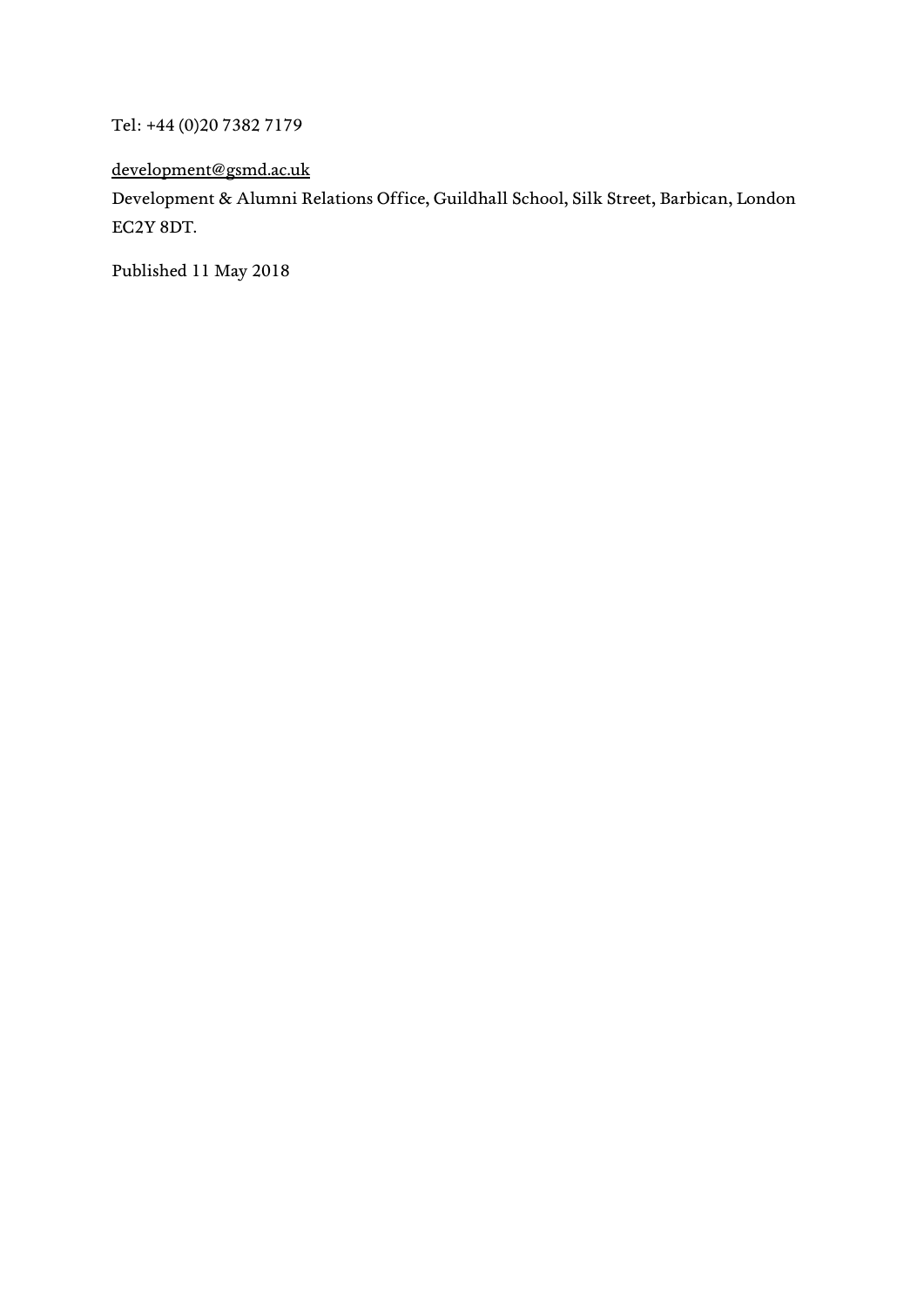Tel: +44 (0)20 7382 7179

development@gsmd.ac.uk

Development & Alumni Relations Office, Guildhall School, Silk Street, Barbican, London EC2Y 8DT.

Published 11 May 2018